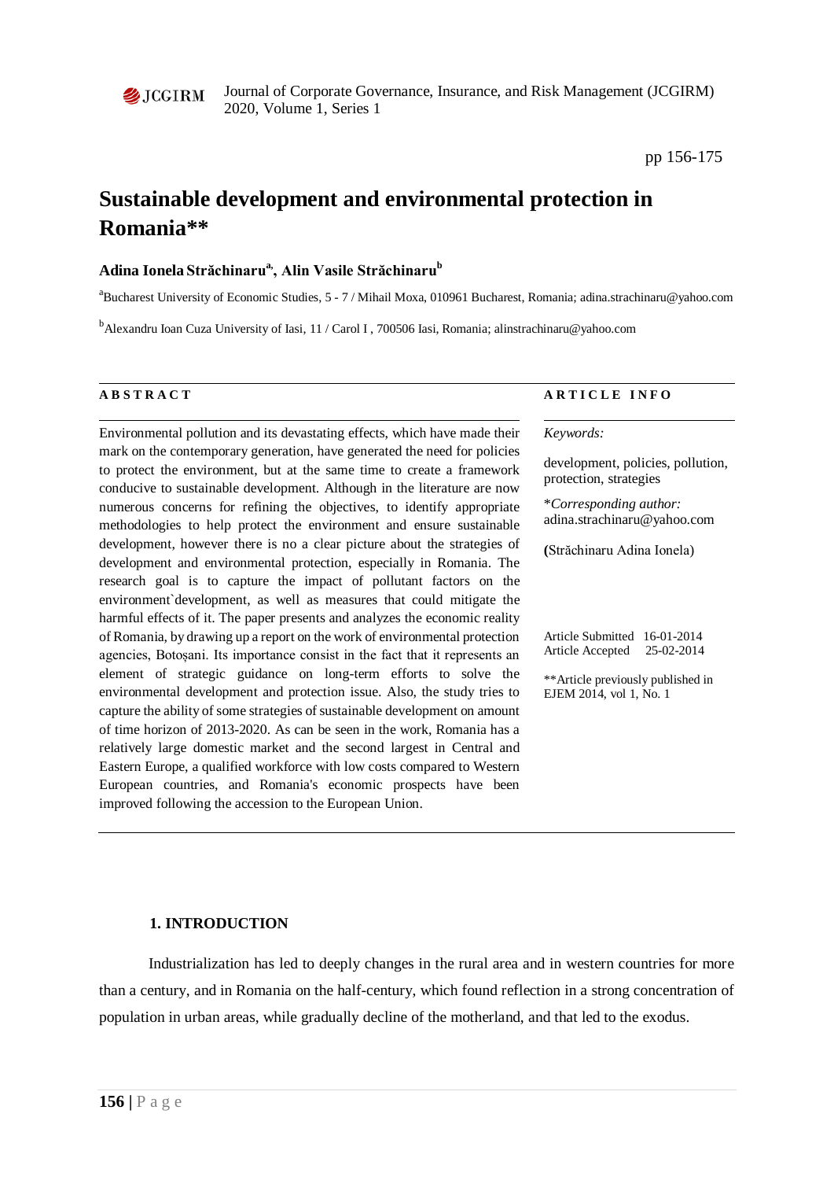# Sustainable development and environmental protection in Romania**

**Adina Ionela Străchinaru[a], Alin Vasile Străchinaru[b]**

[a]Bucharest University of Economic Studies, 5 - 7 / Mihail Moxa, 010961 Bucharest, Romania; adina.strachinaru@yahoo.com

[b]Alexandru Ioan Cuza University of Iasi, 11 / Carol I , 700506 Iasi, Romania; alinstrachinaru@yahoo.com

**ABSTRACT**

Environmental pollution and its devastating effects, which have made their mark on the contemporary generation, have generated the need for policies to protect the environment, but at the same time to create a framework conducive to sustainable development. Although in the literature are now numerous concerns for refining the objectives, to identify appropriate methodologies to help protect the environment and ensure sustainable development, however there is no a clear picture about the strategies of development and environmental protection, especially in Romania. The research goal is to capture the impact of pollutant factors on the environment`development, as well as measures that could mitigate the harmful effects of it. The paper presents and analyzes the economic reality of Romania, by drawing up a report on the work of environmental protection agencies, Botoșani. Its importance consist in the fact that it represents an element of strategic guidance on long-term efforts to solve the environmental development and protection issue. Also, the study tries to capture the ability of some strategies of sustainable development on amount of time horizon of 2013-2020. As can be seen in the work, Romania has a relatively large domestic market and the second largest in Central and Eastern Europe, a qualified workforce with low costs compared to Western European countries, and Romania's economic prospects have been improved following the accession to the European Union.

**ARTICLE INFO**

*Keywords:*

development, policies, pollution, protection, strategies

**Corresponding author:*
adina.strachinaru@yahoo.com

**(**Străchinaru Adina Ionela)

Article Submitted 16-01-2014
Article Accepted 25-02-2014

**Article previously published in EJEM 2014, vol 1, No. 1

## 1. INTRODUCTION

Industrialization has led to deeply changes in the rural area and in western countries for more than a century, and in Romania on the half-century, which found reflection in a strong concentration of population in urban areas, while gradually decline of the motherland, and that led to the exodus.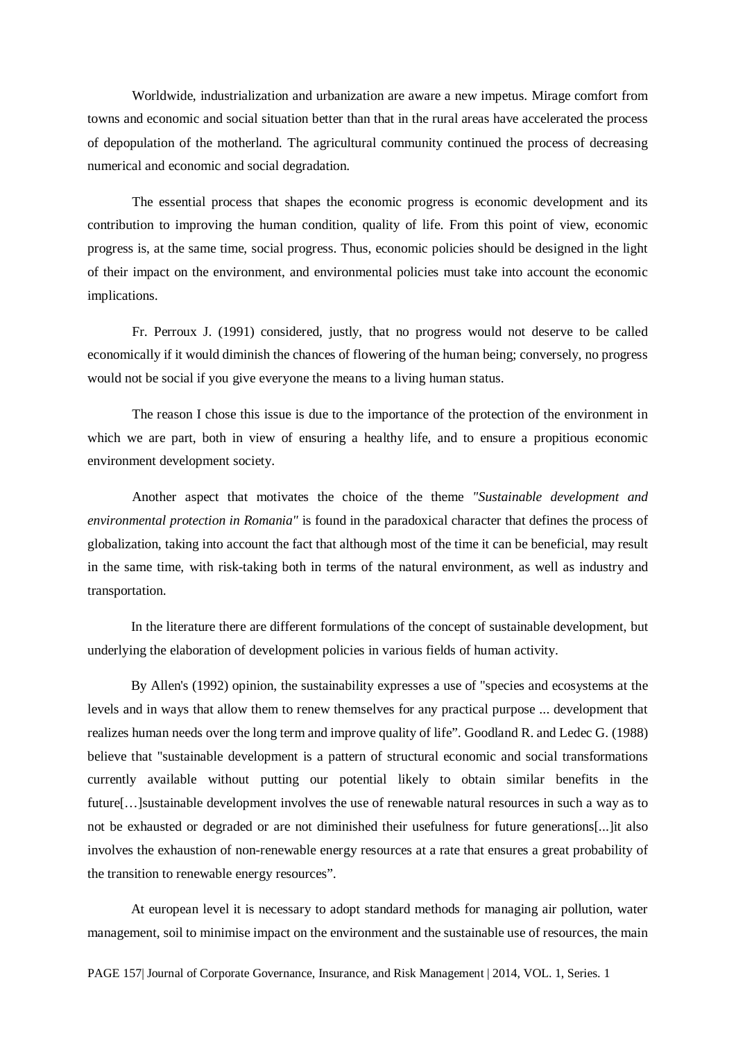Worldwide, industrialization and urbanization are aware a new impetus. Mirage comfort from towns and economic and social situation better than that in the rural areas have accelerated the process of depopulation of the motherland. The agricultural community continued the process of decreasing numerical and economic and social degradation.

The essential process that shapes the economic progress is economic development and its contribution to improving the human condition, quality of life. From this point of view, economic progress is, at the same time, social progress. Thus, economic policies should be designed in the light of their impact on the environment, and environmental policies must take into account the economic implications.

Fr. Perroux J. (1991) considered, justly, that no progress would not deserve to be called economically if it would diminish the chances of flowering of the human being; conversely, no progress would not be social if you give everyone the means to a living human status.

The reason I chose this issue is due to the importance of the protection of the environment in which we are part, both in view of ensuring a healthy life, and to ensure a propitious economic environment development society.

Another aspect that motivates the choice of the theme *"Sustainable development and environmental protection in Romania"* is found in the paradoxical character that defines the process of globalization, taking into account the fact that although most of the time it can be beneficial, may result in the same time, with risk-taking both in terms of the natural environment, as well as industry and transportation.

In the literature there are different formulations of the concept of sustainable development, but underlying the elaboration of development policies in various fields of human activity.

By Allen's (1992) opinion, the sustainability expresses a use of "species and ecosystems at the levels and in ways that allow them to renew themselves for any practical purpose ... development that realizes human needs over the long term and improve quality of life". Goodland R. and Ledec G. (1988) believe that "sustainable development is a pattern of structural economic and social transformations currently available without putting our potential likely to obtain similar benefits in the future[…]sustainable development involves the use of renewable natural resources in such a way as to not be exhausted or degraded or are not diminished their usefulness for future generations[...]it also involves the exhaustion of non-renewable energy resources at a rate that ensures a great probability of the transition to renewable energy resources".

At european level it is necessary to adopt standard methods for managing air pollution, water management, soil to minimise impact on the environment and the sustainable use of resources, the main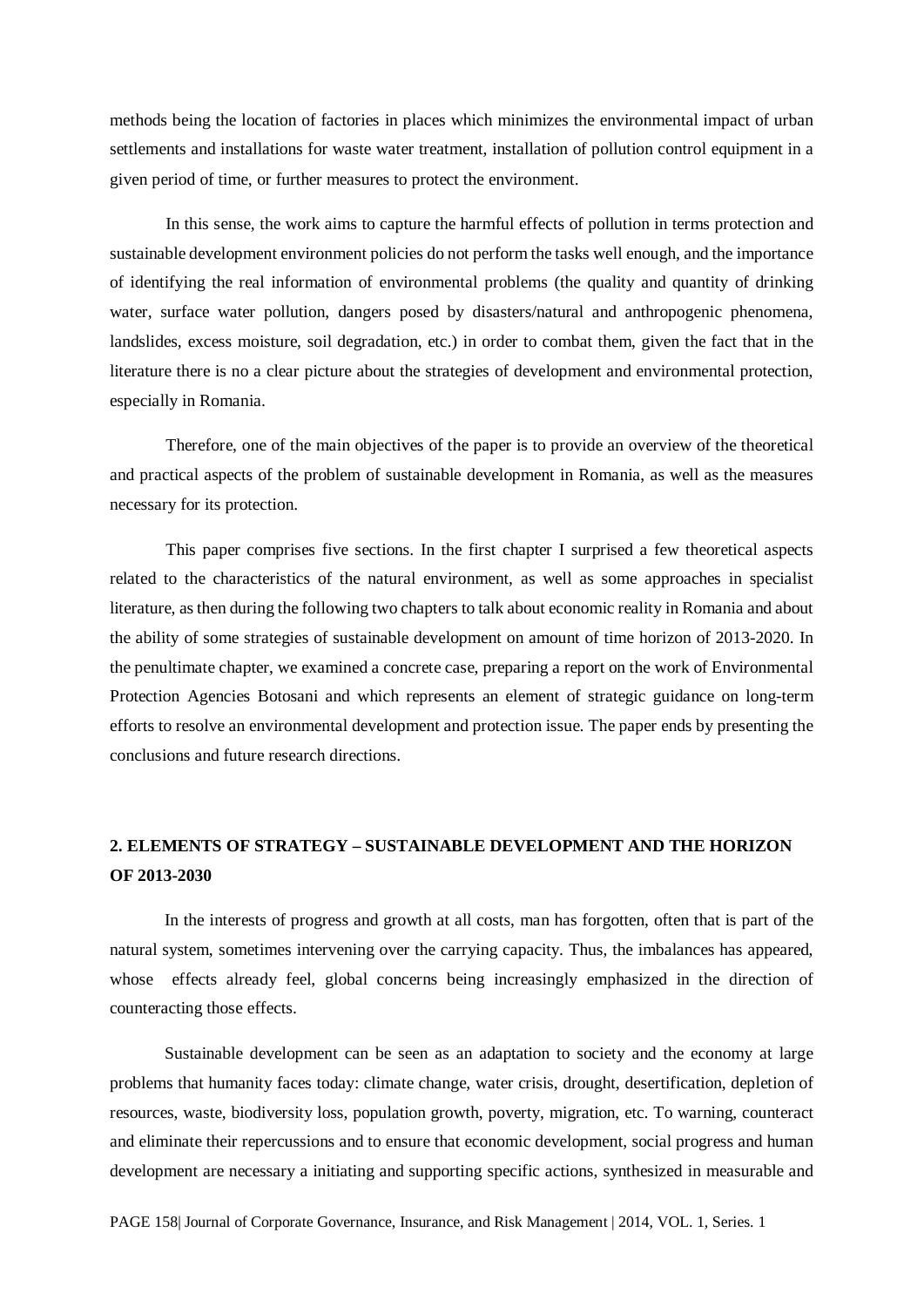methods being the location of factories in places which minimizes the environmental impact of urban settlements and installations for waste water treatment, installation of pollution control equipment in a given period of time, or further measures to protect the environment.

In this sense, the work aims to capture the harmful effects of pollution in terms protection and sustainable development environment policies do not perform the tasks well enough, and the importance of identifying the real information of environmental problems (the quality and quantity of drinking water, surface water pollution, dangers posed by disasters/natural and anthropogenic phenomena, landslides, excess moisture, soil degradation, etc.) in order to combat them, given the fact that in the literature there is no a clear picture about the strategies of development and environmental protection, especially in Romania.

Therefore, one of the main objectives of the paper is to provide an overview of the theoretical and practical aspects of the problem of sustainable development in Romania, as well as the measures necessary for its protection.

This paper comprises five sections. In the first chapter I surprised a few theoretical aspects related to the characteristics of the natural environment, as well as some approaches in specialist literature, as then during the following two chapters to talk about economic reality in Romania and about the ability of some strategies of sustainable development on amount of time horizon of 2013-2020. In the penultimate chapter, we examined a concrete case, preparing a report on the work of Environmental Protection Agencies Botosani and which represents an element of strategic guidance on long-term efforts to resolve an environmental development and protection issue. The paper ends by presenting the conclusions and future research directions.

## 2. ELEMENTS OF STRATEGY – SUSTAINABLE DEVELOPMENT AND THE HORIZON OF 2013-2030

In the interests of progress and growth at all costs, man has forgotten, often that is part of the natural system, sometimes intervening over the carrying capacity. Thus, the imbalances has appeared, whose effects already feel, global concerns being increasingly emphasized in the direction of counteracting those effects.

Sustainable development can be seen as an adaptation to society and the economy at large problems that humanity faces today: climate change, water crisis, drought, desertification, depletion of resources, waste, biodiversity loss, population growth, poverty, migration, etc. To warning, counteract and eliminate their repercussions and to ensure that economic development, social progress and human development are necessary a initiating and supporting specific actions, synthesized in measurable and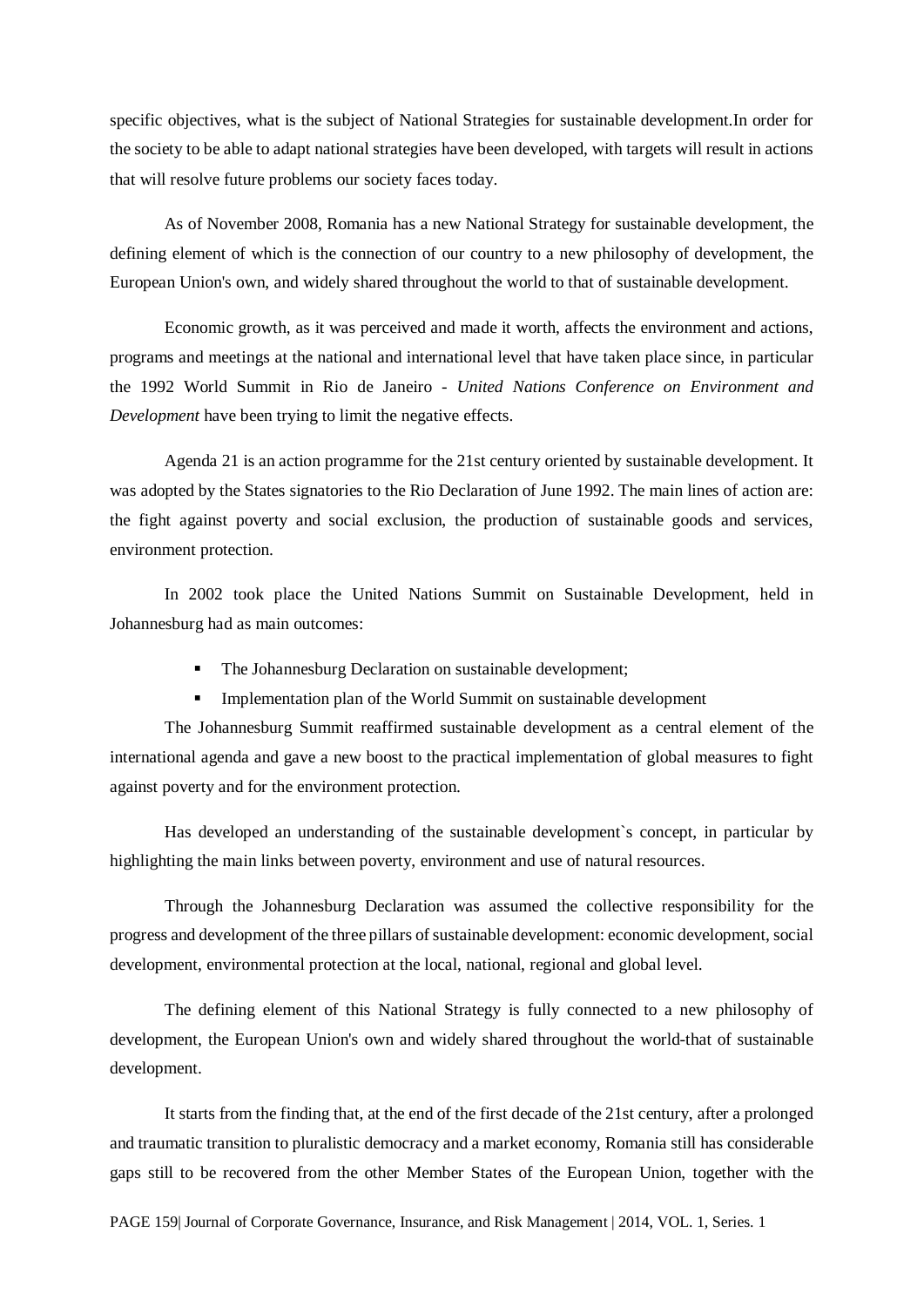specific objectives, what is the subject of National Strategies for sustainable development.In order for the society to be able to adapt national strategies have been developed, with targets will result in actions that will resolve future problems our society faces today.

As of November 2008, Romania has a new National Strategy for sustainable development, the defining element of which is the connection of our country to a new philosophy of development, the European Union's own, and widely shared throughout the world to that of sustainable development.

Economic growth, as it was perceived and made it worth, affects the environment and actions, programs and meetings at the national and international level that have taken place since, in particular the 1992 World Summit in Rio de Janeiro - *United Nations Conference on Environment and Development* have been trying to limit the negative effects.

Agenda 21 is an action programme for the 21st century oriented by sustainable development. It was adopted by the States signatories to the Rio Declaration of June 1992. The main lines of action are: the fight against poverty and social exclusion, the production of sustainable goods and services, environment protection.

In 2002 took place the United Nations Summit on Sustainable Development, held in Johannesburg had as main outcomes:

- The Johannesburg Declaration on sustainable development;
- Implementation plan of the World Summit on sustainable development

The Johannesburg Summit reaffirmed sustainable development as a central element of the international agenda and gave a new boost to the practical implementation of global measures to fight against poverty and for the environment protection.

Has developed an understanding of the sustainable development`s concept, in particular by highlighting the main links between poverty, environment and use of natural resources.

Through the Johannesburg Declaration was assumed the collective responsibility for the progress and development of the three pillars of sustainable development: economic development, social development, environmental protection at the local, national, regional and global level.

The defining element of this National Strategy is fully connected to a new philosophy of development, the European Union's own and widely shared throughout the world-that of sustainable development.

It starts from the finding that, at the end of the first decade of the 21st century, after a prolonged and traumatic transition to pluralistic democracy and a market economy, Romania still has considerable gaps still to be recovered from the other Member States of the European Union, together with the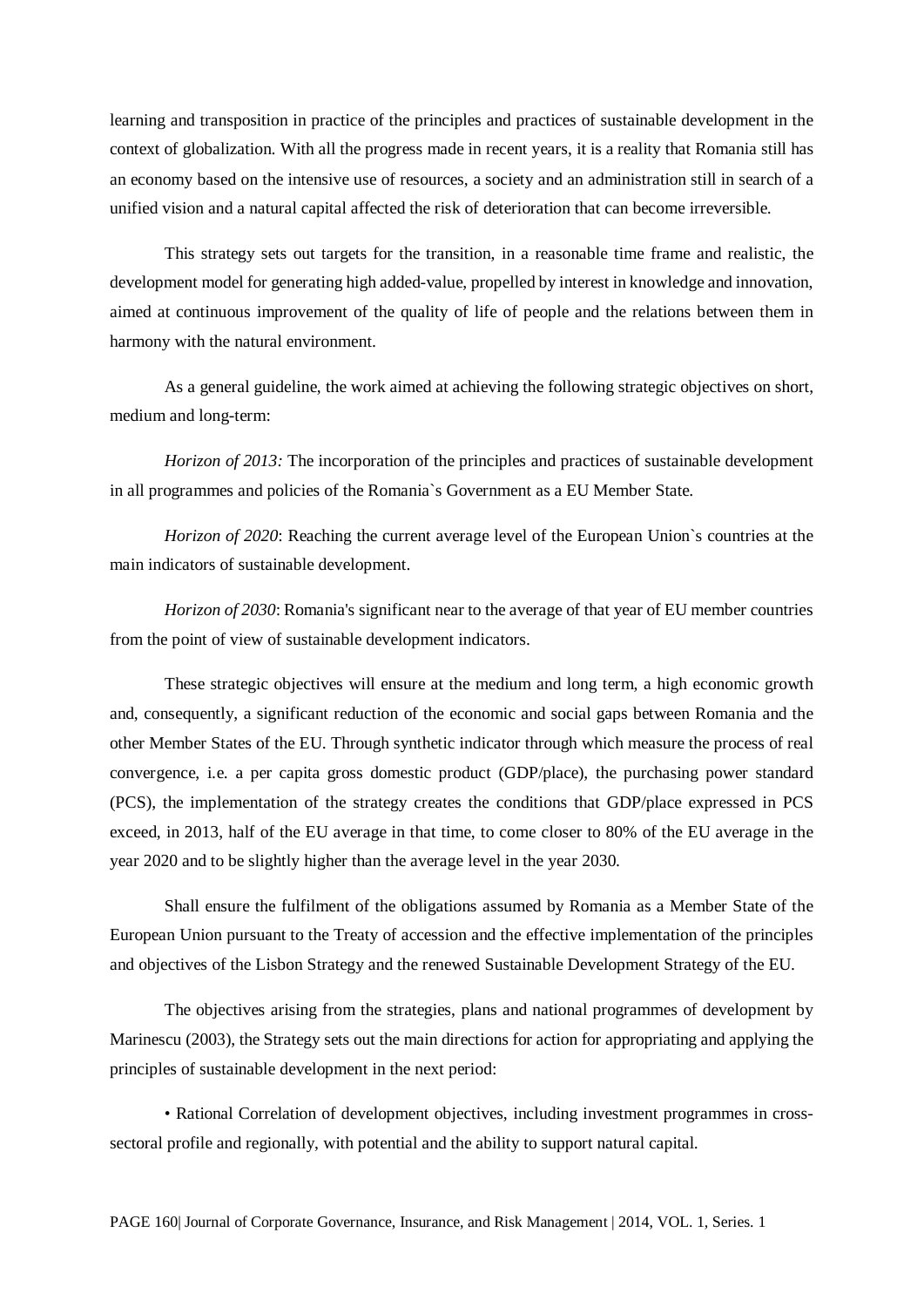learning and transposition in practice of the principles and practices of sustainable development in the context of globalization. With all the progress made in recent years, it is a reality that Romania still has an economy based on the intensive use of resources, a society and an administration still in search of a unified vision and a natural capital affected the risk of deterioration that can become irreversible.

This strategy sets out targets for the transition, in a reasonable time frame and realistic, the development model for generating high added-value, propelled by interest in knowledge and innovation, aimed at continuous improvement of the quality of life of people and the relations between them in harmony with the natural environment.

As a general guideline, the work aimed at achieving the following strategic objectives on short, medium and long-term:

*Horizon of 2013:* The incorporation of the principles and practices of sustainable development in all programmes and policies of the Romania`s Government as a EU Member State.

*Horizon of 2020*: Reaching the current average level of the European Union`s countries at the main indicators of sustainable development.

*Horizon of 2030*: Romania's significant near to the average of that year of EU member countries from the point of view of sustainable development indicators.

These strategic objectives will ensure at the medium and long term, a high economic growth and, consequently, a significant reduction of the economic and social gaps between Romania and the other Member States of the EU. Through synthetic indicator through which measure the process of real convergence, i.e. a per capita gross domestic product (GDP/place), the purchasing power standard (PCS), the implementation of the strategy creates the conditions that GDP/place expressed in PCS exceed, in 2013, half of the EU average in that time, to come closer to 80% of the EU average in the year 2020 and to be slightly higher than the average level in the year 2030.

Shall ensure the fulfilment of the obligations assumed by Romania as a Member State of the European Union pursuant to the Treaty of accession and the effective implementation of the principles and objectives of the Lisbon Strategy and the renewed Sustainable Development Strategy of the EU.

The objectives arising from the strategies, plans and national programmes of development by Marinescu (2003), the Strategy sets out the main directions for action for appropriating and applying the principles of sustainable development in the next period:

• Rational Correlation of development objectives, including investment programmes in cross-sectoral profile and regionally, with potential and the ability to support natural capital.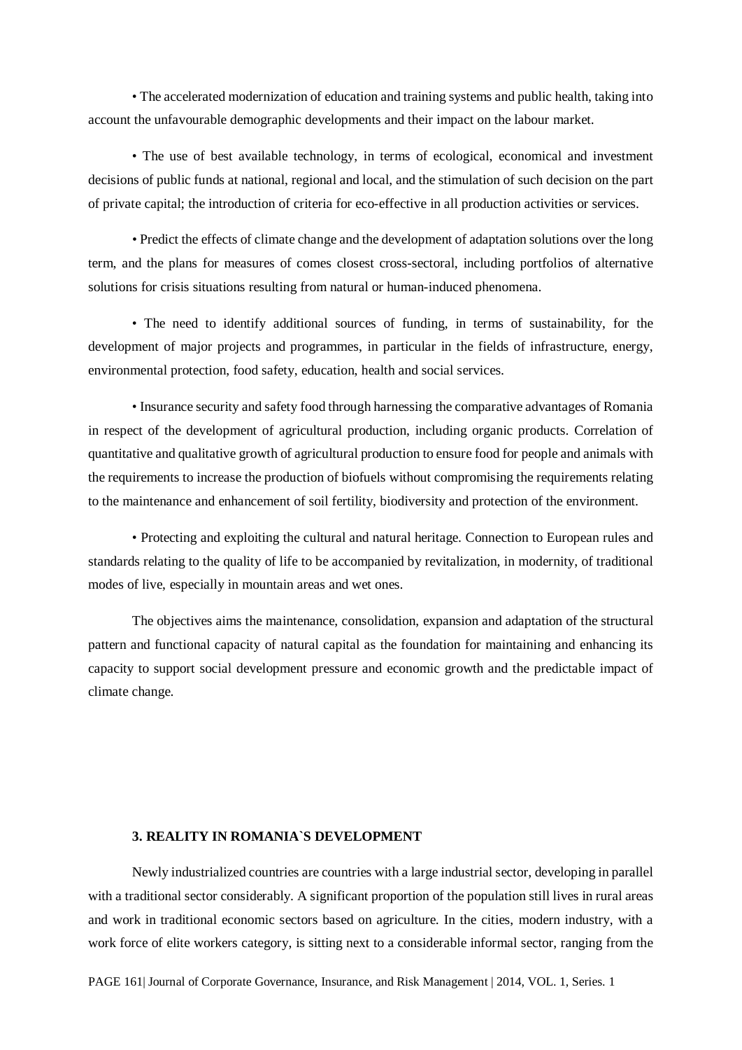• The accelerated modernization of education and training systems and public health, taking into account the unfavourable demographic developments and their impact on the labour market.

• The use of best available technology, in terms of ecological, economical and investment decisions of public funds at national, regional and local, and the stimulation of such decision on the part of private capital; the introduction of criteria for eco-effective in all production activities or services.

• Predict the effects of climate change and the development of adaptation solutions over the long term, and the plans for measures of comes closest cross-sectoral, including portfolios of alternative solutions for crisis situations resulting from natural or human-induced phenomena.

• The need to identify additional sources of funding, in terms of sustainability, for the development of major projects and programmes, in particular in the fields of infrastructure, energy, environmental protection, food safety, education, health and social services.

• Insurance security and safety food through harnessing the comparative advantages of Romania in respect of the development of agricultural production, including organic products. Correlation of quantitative and qualitative growth of agricultural production to ensure food for people and animals with the requirements to increase the production of biofuels without compromising the requirements relating to the maintenance and enhancement of soil fertility, biodiversity and protection of the environment.

• Protecting and exploiting the cultural and natural heritage. Connection to European rules and standards relating to the quality of life to be accompanied by revitalization, in modernity, of traditional modes of live, especially in mountain areas and wet ones.

The objectives aims the maintenance, consolidation, expansion and adaptation of the structural pattern and functional capacity of natural capital as the foundation for maintaining and enhancing its capacity to support social development pressure and economic growth and the predictable impact of climate change.

## 3. REALITY IN ROMANIA`S DEVELOPMENT

Newly industrialized countries are countries with a large industrial sector, developing in parallel with a traditional sector considerably. A significant proportion of the population still lives in rural areas and work in traditional economic sectors based on agriculture. In the cities, modern industry, with a work force of elite workers category, is sitting next to a considerable informal sector, ranging from the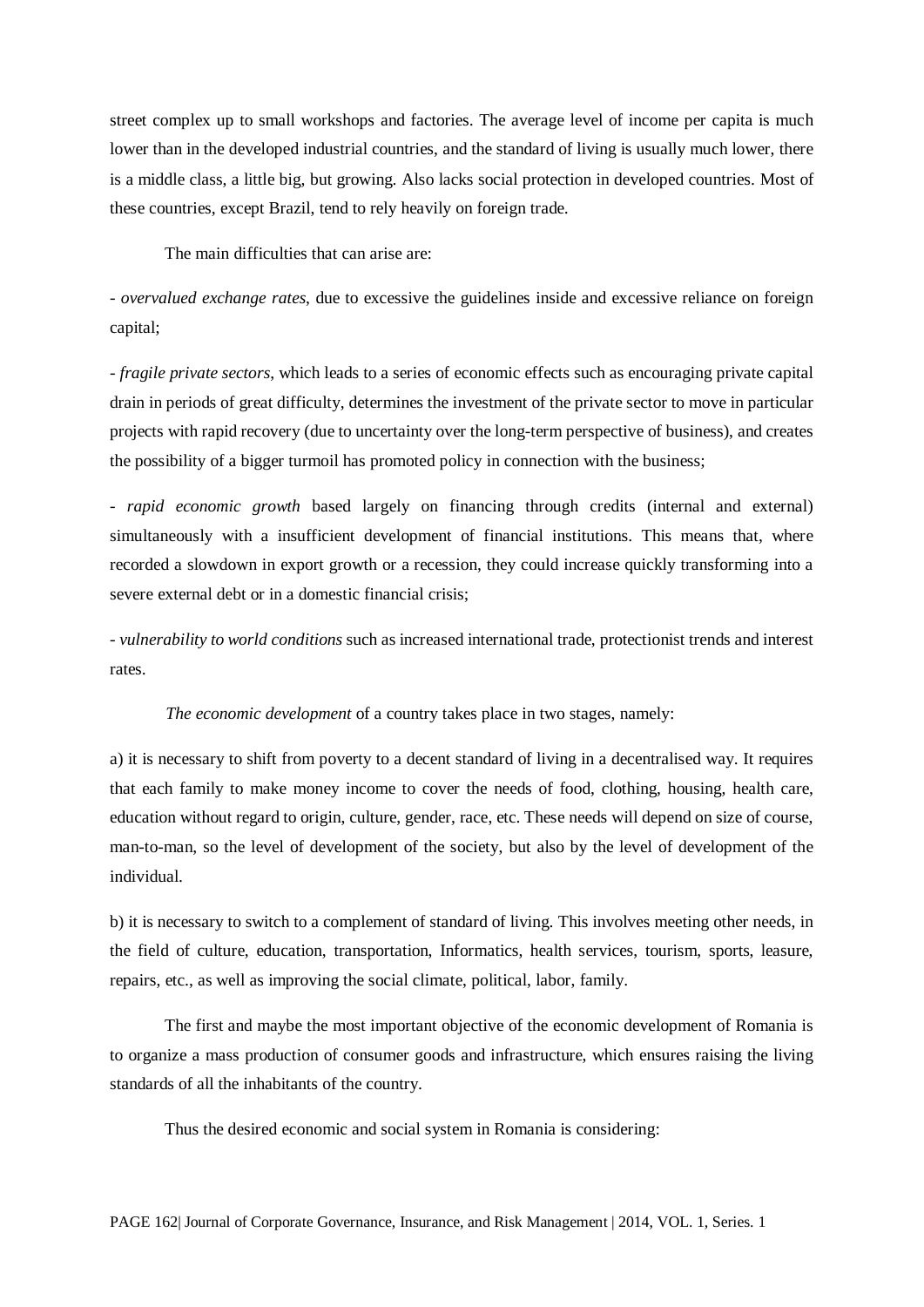street complex up to small workshops and factories. The average level of income per capita is much lower than in the developed industrial countries, and the standard of living is usually much lower, there is a middle class, a little big, but growing. Also lacks social protection in developed countries. Most of these countries, except Brazil, tend to rely heavily on foreign trade.

The main difficulties that can arise are:

- *overvalued exchange rates*, due to excessive the guidelines inside and excessive reliance on foreign capital;

- *fragile private sectors*, which leads to a series of economic effects such as encouraging private capital drain in periods of great difficulty, determines the investment of the private sector to move in particular projects with rapid recovery (due to uncertainty over the long-term perspective of business), and creates the possibility of a bigger turmoil has promoted policy in connection with the business;

- *rapid economic growth* based largely on financing through credits (internal and external) simultaneously with a insufficient development of financial institutions. This means that, where recorded a slowdown in export growth or a recession, they could increase quickly transforming into a severe external debt or in a domestic financial crisis;

- *vulnerability to world conditions* such as increased international trade, protectionist trends and interest rates.

*The economic development* of a country takes place in two stages, namely:

a) it is necessary to shift from poverty to a decent standard of living in a decentralised way. It requires that each family to make money income to cover the needs of food, clothing, housing, health care, education without regard to origin, culture, gender, race, etc. These needs will depend on size of course, man-to-man, so the level of development of the society, but also by the level of development of the individual.

b) it is necessary to switch to a complement of standard of living. This involves meeting other needs, in the field of culture, education, transportation, Informatics, health services, tourism, sports, leasure, repairs, etc., as well as improving the social climate, political, labor, family.

The first and maybe the most important objective of the economic development of Romania is to organize a mass production of consumer goods and infrastructure, which ensures raising the living standards of all the inhabitants of the country.

Thus the desired economic and social system in Romania is considering: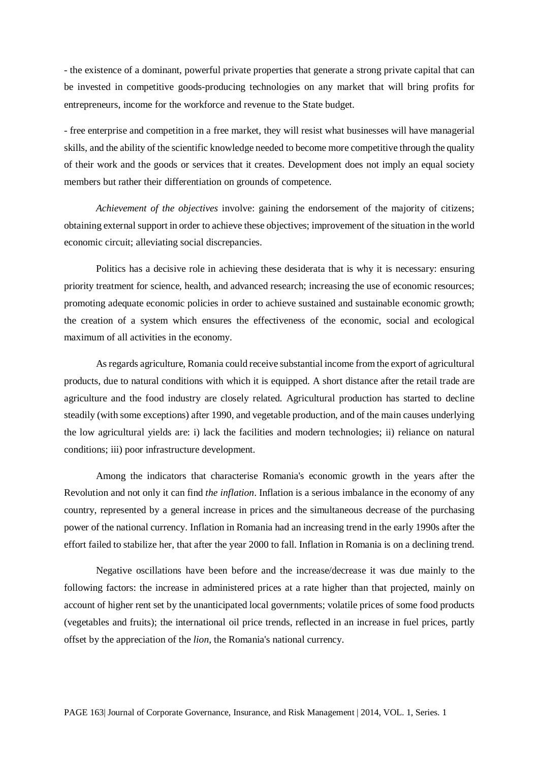- the existence of a dominant, powerful private properties that generate a strong private capital that can be invested in competitive goods-producing technologies on any market that will bring profits for entrepreneurs, income for the workforce and revenue to the State budget.

- free enterprise and competition in a free market, they will resist what businesses will have managerial skills, and the ability of the scientific knowledge needed to become more competitive through the quality of their work and the goods or services that it creates. Development does not imply an equal society members but rather their differentiation on grounds of competence.

*Achievement of the objectives* involve: gaining the endorsement of the majority of citizens; obtaining external support in order to achieve these objectives; improvement of the situation in the world economic circuit; alleviating social discrepancies.

Politics has a decisive role in achieving these desiderata that is why it is necessary: ensuring priority treatment for science, health, and advanced research; increasing the use of economic resources; promoting adequate economic policies in order to achieve sustained and sustainable economic growth; the creation of a system which ensures the effectiveness of the economic, social and ecological maximum of all activities in the economy.

As regards agriculture, Romania could receive substantial income from the export of agricultural products, due to natural conditions with which it is equipped. A short distance after the retail trade are agriculture and the food industry are closely related. Agricultural production has started to decline steadily (with some exceptions) after 1990, and vegetable production, and of the main causes underlying the low agricultural yields are: i) lack the facilities and modern technologies; ii) reliance on natural conditions; iii) poor infrastructure development.

Among the indicators that characterise Romania's economic growth in the years after the Revolution and not only it can find *the inflation*. Inflation is a serious imbalance in the economy of any country, represented by a general increase in prices and the simultaneous decrease of the purchasing power of the national currency. Inflation in Romania had an increasing trend in the early 1990s after the effort failed to stabilize her, that after the year 2000 to fall. Inflation in Romania is on a declining trend.

Negative oscillations have been before and the increase/decrease it was due mainly to the following factors: the increase in administered prices at a rate higher than that projected, mainly on account of higher rent set by the unanticipated local governments; volatile prices of some food products (vegetables and fruits); the international oil price trends, reflected in an increase in fuel prices, partly offset by the appreciation of the *lion*, the Romania's national currency.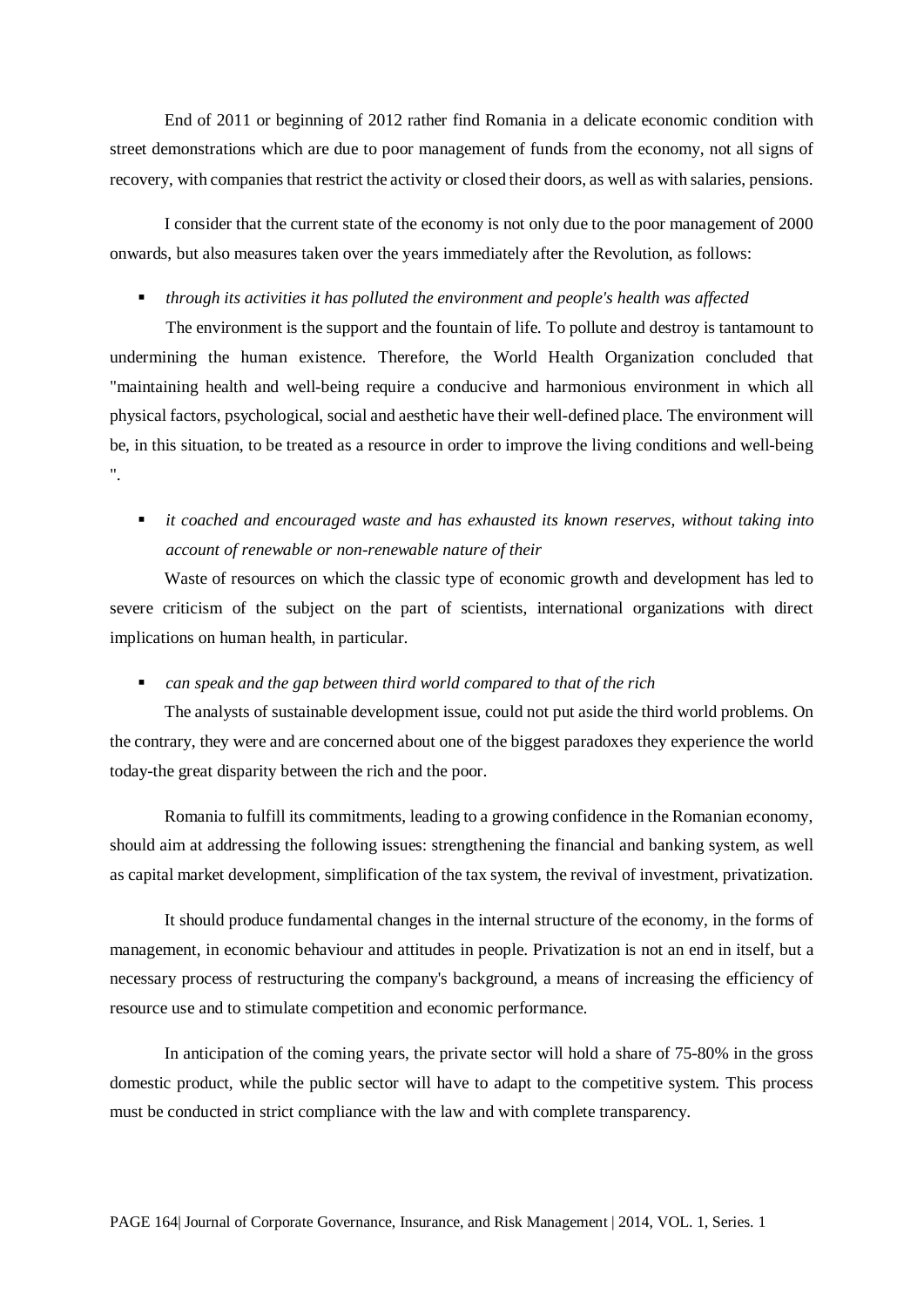End of 2011 or beginning of 2012 rather find Romania in a delicate economic condition with street demonstrations which are due to poor management of funds from the economy, not all signs of recovery, with companies that restrict the activity or closed their doors, as well as with salaries, pensions.

I consider that the current state of the economy is not only due to the poor management of 2000 onwards, but also measures taken over the years immediately after the Revolution, as follows:

- *through its activities it has polluted the environment and people's health was affected*

The environment is the support and the fountain of life. To pollute and destroy is tantamount to undermining the human existence. Therefore, the World Health Organization concluded that "maintaining health and well-being require a conducive and harmonious environment in which all physical factors, psychological, social and aesthetic have their well-defined place. The environment will be, in this situation, to be treated as a resource in order to improve the living conditions and well-being ".

- *it coached and encouraged waste and has exhausted its known reserves, without taking into account of renewable or non-renewable nature of their*

Waste of resources on which the classic type of economic growth and development has led to severe criticism of the subject on the part of scientists, international organizations with direct implications on human health, in particular.

- *can speak and the gap between third world compared to that of the rich*

The analysts of sustainable development issue, could not put aside the third world problems. On the contrary, they were and are concerned about one of the biggest paradoxes they experience the world today-the great disparity between the rich and the poor.

Romania to fulfill its commitments, leading to a growing confidence in the Romanian economy, should aim at addressing the following issues: strengthening the financial and banking system, as well as capital market development, simplification of the tax system, the revival of investment, privatization.

It should produce fundamental changes in the internal structure of the economy, in the forms of management, in economic behaviour and attitudes in people. Privatization is not an end in itself, but a necessary process of restructuring the company's background, a means of increasing the efficiency of resource use and to stimulate competition and economic performance.

In anticipation of the coming years, the private sector will hold a share of 75-80% in the gross domestic product, while the public sector will have to adapt to the competitive system. This process must be conducted in strict compliance with the law and with complete transparency.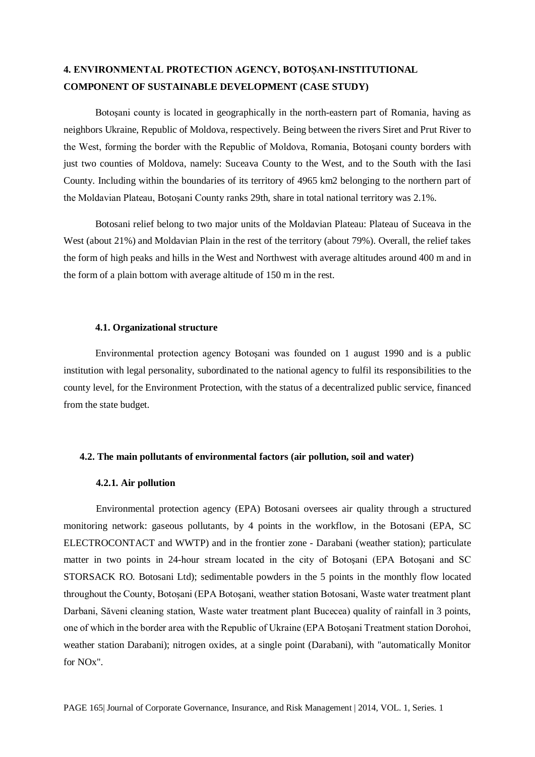## 4. ENVIRONMENTAL PROTECTION AGENCY, BOTOȘANI-INSTITUTIONAL COMPONENT OF SUSTAINABLE DEVELOPMENT (CASE STUDY)

Botoşani county is located in geographically in the north-eastern part of Romania, having as neighbors Ukraine, Republic of Moldova, respectively. Being between the rivers Siret and Prut River to the West, forming the border with the Republic of Moldova, Romania, Botoşani county borders with just two counties of Moldova, namely: Suceava County to the West, and to the South with the Iasi County. Including within the boundaries of its territory of 4965 km2 belonging to the northern part of the Moldavian Plateau, Botoșani County ranks 29th, share in total national territory was 2.1%.

Botosani relief belong to two major units of the Moldavian Plateau: Plateau of Suceava in the West (about 21%) and Moldavian Plain in the rest of the territory (about 79%). Overall, the relief takes the form of high peaks and hills in the West and Northwest with average altitudes around 400 m and in the form of a plain bottom with average altitude of 150 m in the rest.

### 4.1. Organizational structure

Environmental protection agency Botoșani was founded on 1 august 1990 and is a public institution with legal personality, subordinated to the national agency to fulfil its responsibilities to the county level, for the Environment Protection, with the status of a decentralized public service, financed from the state budget.

### 4.2. The main pollutants of environmental factors (air pollution, soil and water)

#### 4.2.1. Air pollution

Environmental protection agency (EPA) Botosani oversees air quality through a structured monitoring network: gaseous pollutants, by 4 points in the workflow, in the Botosani (EPA, SC ELECTROCONTACT and WWTP) and in the frontier zone - Darabani (weather station); particulate matter in two points in 24-hour stream located in the city of Botoșani (EPA Botoșani and SC STORSACK RO. Botosani Ltd); sedimentable powders in the 5 points in the monthly flow located throughout the County, Botoșani (EPA Botoşani, weather station Botosani, Waste water treatment plant Darbani, Săveni cleaning station, Waste water treatment plant Bucecea) quality of rainfall in 3 points, one of which in the border area with the Republic of Ukraine (EPA Botoşani Treatment station Dorohoi, weather station Darabani); nitrogen oxides, at a single point (Darabani), with "automatically Monitor for NOx".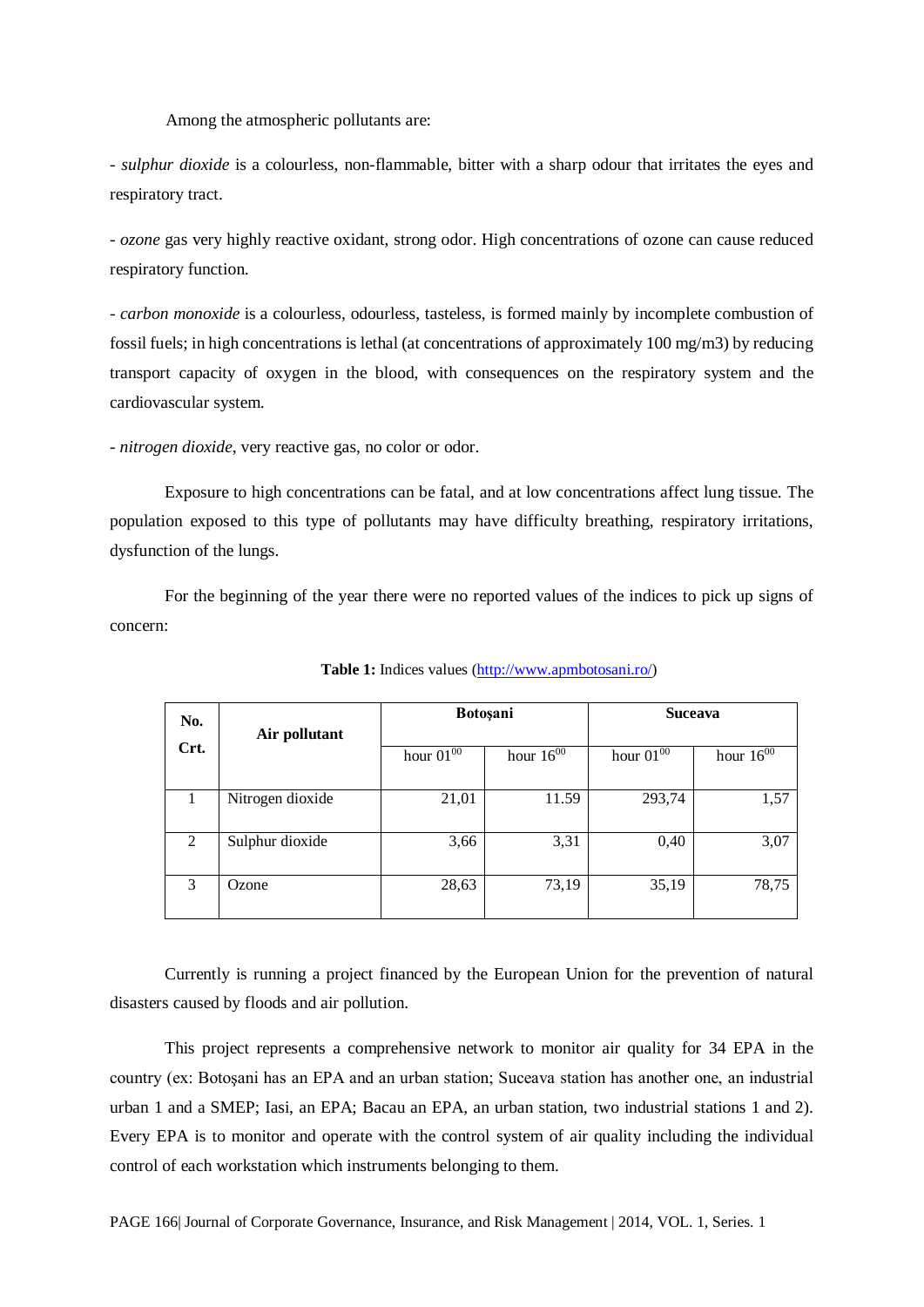Among the atmospheric pollutants are:

- *sulphur dioxide* is a colourless, non-flammable, bitter with a sharp odour that irritates the eyes and respiratory tract.

- *ozone* gas very highly reactive oxidant, strong odor. High concentrations of ozone can cause reduced respiratory function.

- *carbon monoxide* is a colourless, odourless, tasteless, is formed mainly by incomplete combustion of fossil fuels; in high concentrations is lethal (at concentrations of approximately 100 mg/m3) by reducing transport capacity of oxygen in the blood, with consequences on the respiratory system and the cardiovascular system.

- *nitrogen dioxide*, very reactive gas, no color or odor.

Exposure to high concentrations can be fatal, and at low concentrations affect lung tissue. The population exposed to this type of pollutants may have difficulty breathing, respiratory irritations, dysfunction of the lungs.

For the beginning of the year there were no reported values of the indices to pick up signs of concern:

**Table 1:** Indices values (http://www.apmbotosani.ro/)

| No. Crt. | Air pollutant | Botoşani | | Suceava | |
|---|---|---|---|---|---|
| | | hour $01^{00}$ | hour $16^{00}$ | hour $01^{00}$ | hour $16^{00}$ |
| 1 | Nitrogen dioxide | 21,01 | 11.59 | 293,74 | 1,57 |
| 2 | Sulphur dioxide | 3,66 | 3,31 | 0,40 | 3,07 |
| 3 | Ozone | 28,63 | 73,19 | 35,19 | 78,75 |

Currently is running a project financed by the European Union for the prevention of natural disasters caused by floods and air pollution.

This project represents a comprehensive network to monitor air quality for 34 EPA in the country (ex: Botoşani has an EPA and an urban station; Suceava station has another one, an industrial urban 1 and a SMEP; Iasi, an EPA; Bacau an EPA, an urban station, two industrial stations 1 and 2). Every EPA is to monitor and operate with the control system of air quality including the individual control of each workstation which instruments belonging to them.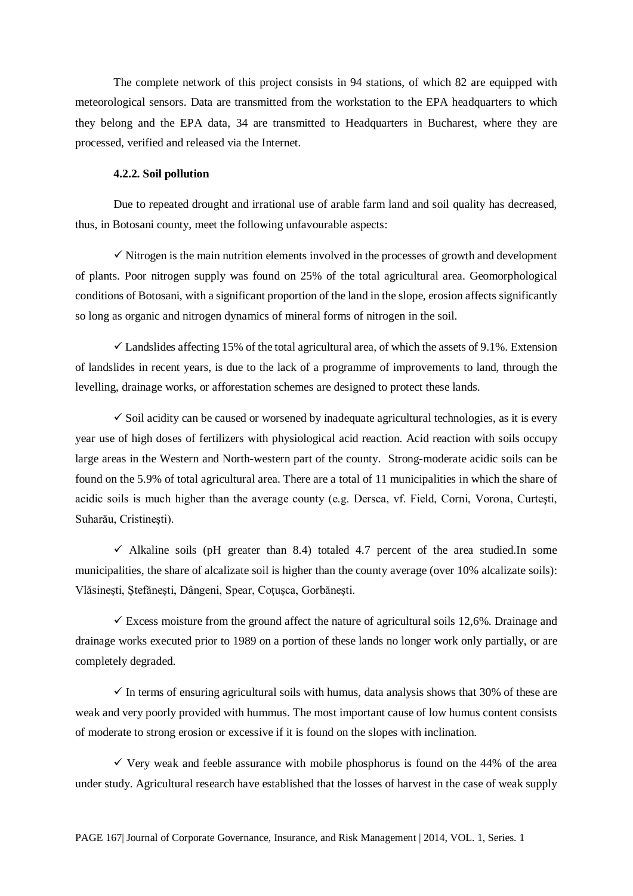The complete network of this project consists in 94 stations, of which 82 are equipped with meteorological sensors. Data are transmitted from the workstation to the EPA headquarters to which they belong and the EPA data, 34 are transmitted to Headquarters in Bucharest, where they are processed, verified and released via the Internet.

#### 4.2.2. Soil pollution

Due to repeated drought and irrational use of arable farm land and soil quality has decreased, thus, in Botosani county, meet the following unfavourable aspects:

✓ Nitrogen is the main nutrition elements involved in the processes of growth and development of plants. Poor nitrogen supply was found on 25% of the total agricultural area. Geomorphological conditions of Botosani, with a significant proportion of the land in the slope, erosion affects significantly so long as organic and nitrogen dynamics of mineral forms of nitrogen in the soil.

✓ Landslides affecting 15% of the total agricultural area, of which the assets of 9.1%. Extension of landslides in recent years, is due to the lack of a programme of improvements to land, through the levelling, drainage works, or afforestation schemes are designed to protect these lands.

✓ Soil acidity can be caused or worsened by inadequate agricultural technologies, as it is every year use of high doses of fertilizers with physiological acid reaction. Acid reaction with soils occupy large areas in the Western and North-western part of the county. Strong-moderate acidic soils can be found on the 5.9% of total agricultural area. There are a total of 11 municipalities in which the share of acidic soils is much higher than the average county (e.g. Dersca, vf. Field, Corni, Vorona, Curteşti, Suharău, Cristineşti).

✓ Alkaline soils (pH greater than 8.4) totaled 4.7 percent of the area studied.In some municipalities, the share of alcalizate soil is higher than the county average (over 10% alcalizate soils): Vlăsineşti, Ştefăneşti, Dângeni, Spear, Coţuşca, Gorbăneşti.

✓ Excess moisture from the ground affect the nature of agricultural soils 12,6%. Drainage and drainage works executed prior to 1989 on a portion of these lands no longer work only partially, or are completely degraded.

✓ In terms of ensuring agricultural soils with humus, data analysis shows that 30% of these are weak and very poorly provided with hummus. The most important cause of low humus content consists of moderate to strong erosion or excessive if it is found on the slopes with inclination.

✓ Very weak and feeble assurance with mobile phosphorus is found on the 44% of the area under study. Agricultural research have established that the losses of harvest in the case of weak supply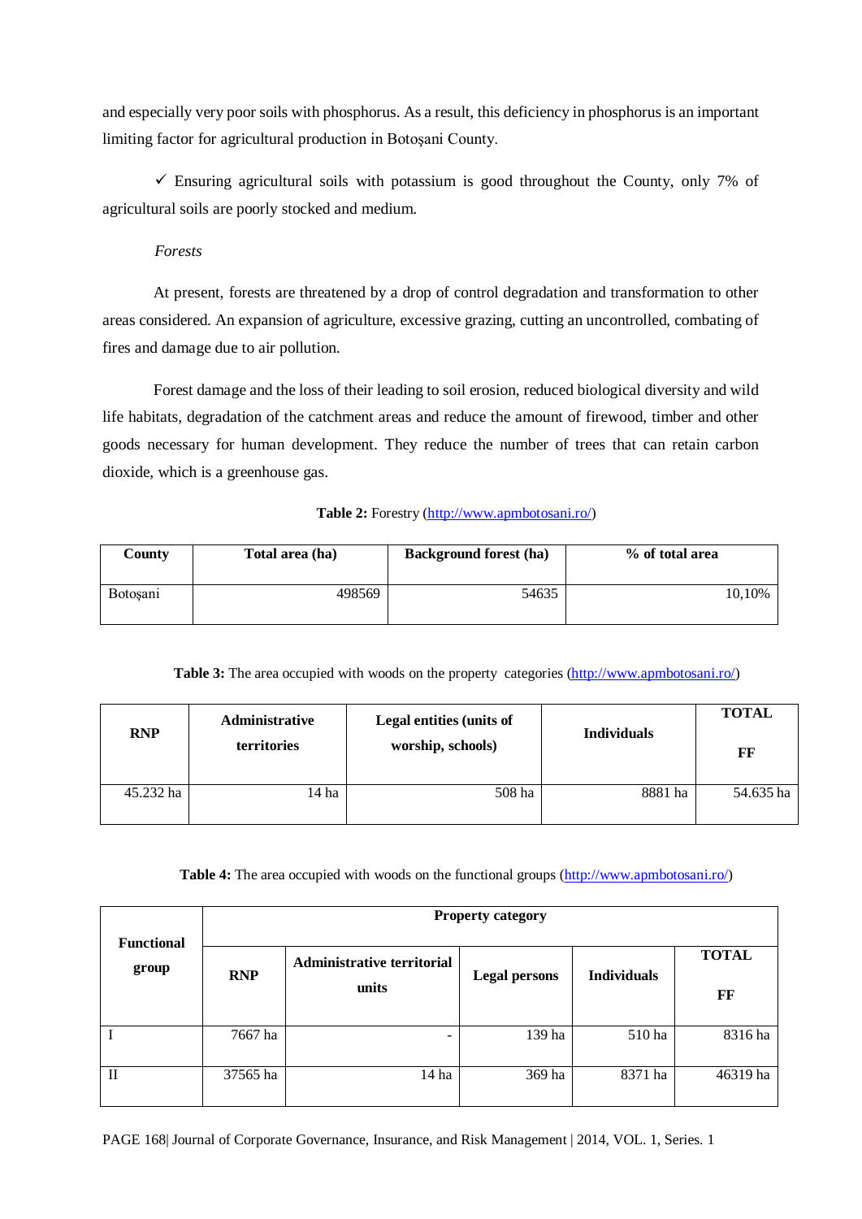and especially very poor soils with phosphorus. As a result, this deficiency in phosphorus is an important limiting factor for agricultural production in Botoșani County.

✓ Ensuring agricultural soils with potassium is good throughout the County, only 7% of agricultural soils are poorly stocked and medium.

*Forests*

At present, forests are threatened by a drop of control degradation and transformation to other areas considered. An expansion of agriculture, excessive grazing, cutting an uncontrolled, combating of fires and damage due to air pollution.

Forest damage and the loss of their leading to soil erosion, reduced biological diversity and wild life habitats, degradation of the catchment areas and reduce the amount of firewood, timber and other goods necessary for human development. They reduce the number of trees that can retain carbon dioxide, which is a greenhouse gas.

**Table 2:** Forestry (http://www.apmbotosani.ro/)

| County | Total area (ha) | Background forest (ha) | % of total area |
|---|---|---|---|
| Botoșani | 498569 | 54635 | 10,10% |

**Table 3:** The area occupied with woods on the property categories (http://www.apmbotosani.ro/)

| RNP | Administrative territories | Legal entities (units of worship, schools) | Individuals | TOTAL FF |
|---|---|---|---|---|
| 45.232 ha | 14 ha | 508 ha | 8881 ha | 54.635 ha |

**Table 4:** The area occupied with woods on the functional groups (http://www.apmbotosani.ro/)

| Functional group | Property category | | | | |
|---|---|---|---|---|---|
| | RNP | Administrative territorial units | Legal persons | Individuals | TOTAL FF |
| I | 7667 ha | - | 139 ha | 510 ha | 8316 ha |
| II | 37565 ha | 14 ha | 369 ha | 8371 ha | 46319 ha |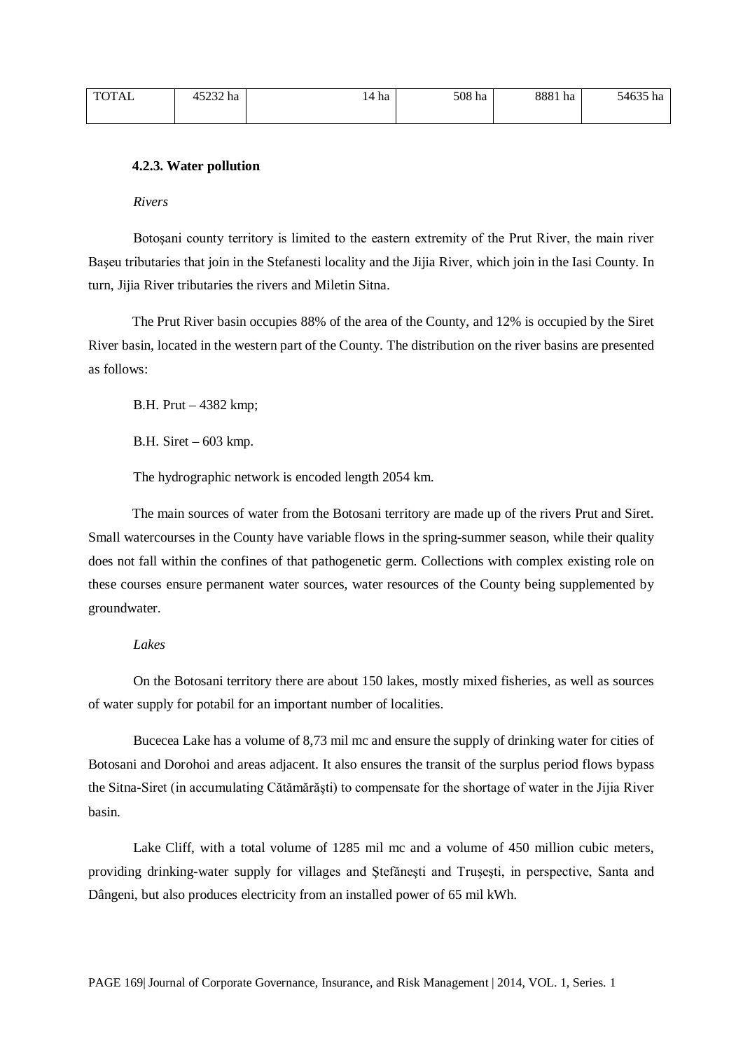| TOTAL | 45232 ha | 14 ha | 508 ha | 8881 ha | 54635 ha |
|---|---|---|---|---|---|

#### 4.2.3. Water pollution

*Rivers*

Botoşani county territory is limited to the eastern extremity of the Prut River, the main river Başeu tributaries that join in the Stefanesti locality and the Jijia River, which join in the Iasi County. In turn, Jijia River tributaries the rivers and Miletin Sitna.

The Prut River basin occupies 88% of the area of the County, and 12% is occupied by the Siret River basin, located in the western part of the County. The distribution on the river basins are presented as follows:

B.H. Prut – 4382 kmp;

B.H. Siret – 603 kmp.

The hydrographic network is encoded length 2054 km.

The main sources of water from the Botosani territory are made up of the rivers Prut and Siret. Small watercourses in the County have variable flows in the spring-summer season, while their quality does not fall within the confines of that pathogenetic germ. Collections with complex existing role on these courses ensure permanent water sources, water resources of the County being supplemented by groundwater.

*Lakes*

On the Botosani territory there are about 150 lakes, mostly mixed fisheries, as well as sources of water supply for potabil for an important number of localities.

Bucecea Lake has a volume of 8,73 mil mc and ensure the supply of drinking water for cities of Botosani and Dorohoi and areas adjacent. It also ensures the transit of the surplus period flows bypass the Sitna-Siret (in accumulating Cătămărăşti) to compensate for the shortage of water in the Jijia River basin.

Lake Cliff, with a total volume of 1285 mil mc and a volume of 450 million cubic meters, providing drinking-water supply for villages and Ştefăneşti and Truşeşti, in perspective, Santa and Dângeni, but also produces electricity from an installed power of 65 mil kWh.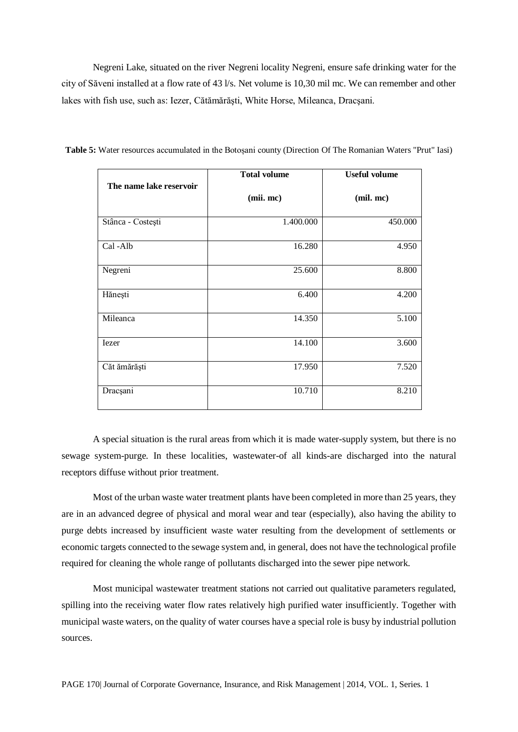Negreni Lake, situated on the river Negreni locality Negreni, ensure safe drinking water for the city of Săveni installed at a flow rate of 43 l/s. Net volume is 10,30 mil mc. We can remember and other lakes with fish use, such as: Iezer, Cătămărăşti, White Horse, Mileanca, Dracşani.

**Table 5:** Water resources accumulated in the Botoșani county (Direction Of The Romanian Waters "Prut" Iasi)

| The name lake reservoir | Total volume (mii. mc) | Useful volume (mil. mc) |
|---|---:|---:|
| Stânca - Costești | 1.400.000 | 450.000 |
| Cal -Alb | 16.280 | 4.950 |
| Negreni | 25.600 | 8.800 |
| Hăneşti | 6.400 | 4.200 |
| Mileanca | 14.350 | 5.100 |
| Iezer | 14.100 | 3.600 |
| Căt ămărăşti | 17.950 | 7.520 |
| Dracşani | 10.710 | 8.210 |

A special situation is the rural areas from which it is made water-supply system, but there is no sewage system-purge. In these localities, wastewater-of all kinds-are discharged into the natural receptors diffuse without prior treatment.

Most of the urban waste water treatment plants have been completed in more than 25 years, they are in an advanced degree of physical and moral wear and tear (especially), also having the ability to purge debts increased by insufficient waste water resulting from the development of settlements or economic targets connected to the sewage system and, in general, does not have the technological profile required for cleaning the whole range of pollutants discharged into the sewer pipe network.

Most municipal wastewater treatment stations not carried out qualitative parameters regulated, spilling into the receiving water flow rates relatively high purified water insufficiently. Together with municipal waste waters, on the quality of water courses have a special role is busy by industrial pollution sources.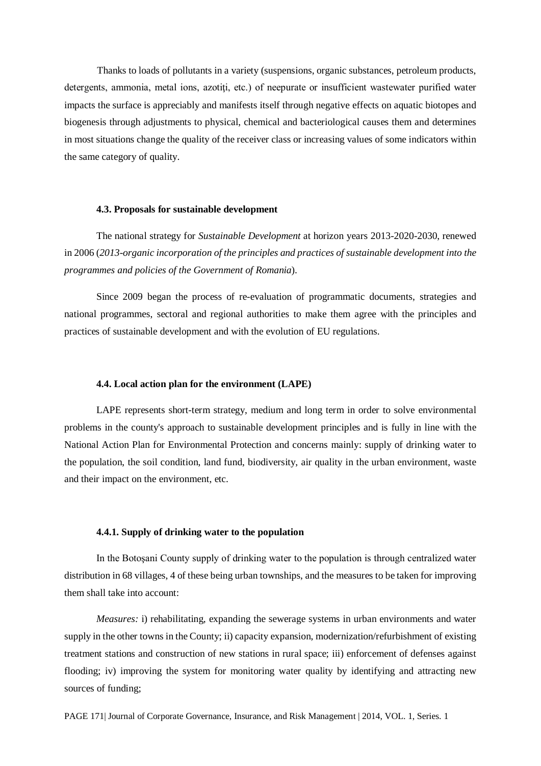Thanks to loads of pollutants in a variety (suspensions, organic substances, petroleum products, detergents, ammonia, metal ions, azotiți, etc.) of neepurate or insufficient wastewater purified water impacts the surface is appreciably and manifests itself through negative effects on aquatic biotopes and biogenesis through adjustments to physical, chemical and bacteriological causes them and determines in most situations change the quality of the receiver class or increasing values of some indicators within the same category of quality.

### 4.3. Proposals for sustainable development

The national strategy for *Sustainable Development* at horizon years 2013-2020-2030, renewed in 2006 (*2013-organic incorporation of the principles and practices of sustainable development into the programmes and policies of the Government of Romania*).

Since 2009 began the process of re-evaluation of programmatic documents, strategies and national programmes, sectoral and regional authorities to make them agree with the principles and practices of sustainable development and with the evolution of EU regulations.

### 4.4. Local action plan for the environment (LAPE)

LAPE represents short-term strategy, medium and long term in order to solve environmental problems in the county's approach to sustainable development principles and is fully in line with the National Action Plan for Environmental Protection and concerns mainly: supply of drinking water to the population, the soil condition, land fund, biodiversity, air quality in the urban environment, waste and their impact on the environment, etc.

#### 4.4.1. Supply of drinking water to the population

In the Botoșani County supply of drinking water to the population is through centralized water distribution in 68 villages, 4 of these being urban townships, and the measures to be taken for improving them shall take into account:

*Measures:* i) rehabilitating, expanding the sewerage systems in urban environments and water supply in the other towns in the County; ii) capacity expansion, modernization/refurbishment of existing treatment stations and construction of new stations in rural space; iii) enforcement of defenses against flooding; iv) improving the system for monitoring water quality by identifying and attracting new sources of funding;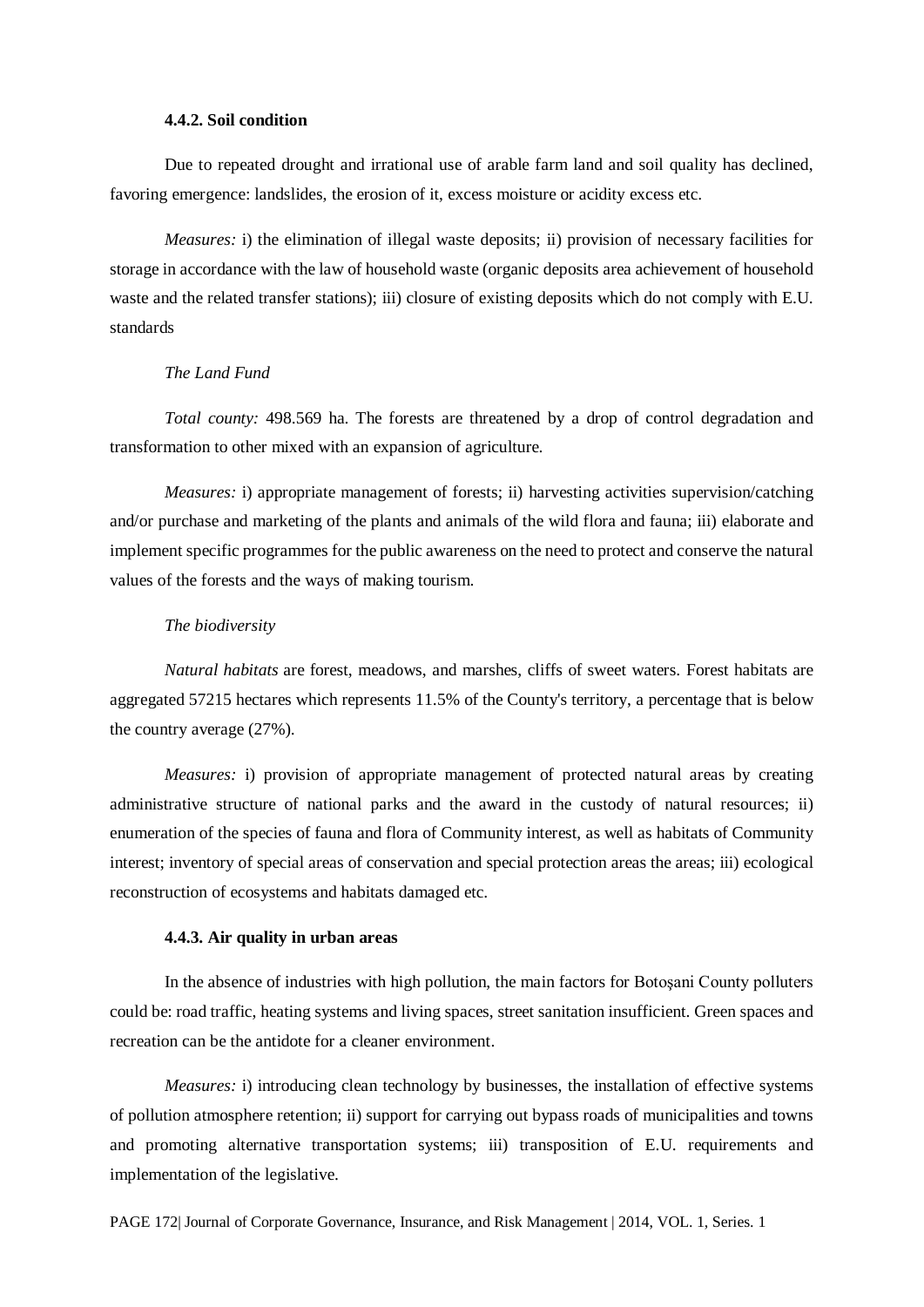#### 4.4.2. Soil condition

Due to repeated drought and irrational use of arable farm land and soil quality has declined, favoring emergence: landslides, the erosion of it, excess moisture or acidity excess etc.

*Measures:* i) the elimination of illegal waste deposits; ii) provision of necessary facilities for storage in accordance with the law of household waste (organic deposits area achievement of household waste and the related transfer stations); iii) closure of existing deposits which do not comply with E.U. standards

*The Land Fund*

*Total county:* 498.569 ha. The forests are threatened by a drop of control degradation and transformation to other mixed with an expansion of agriculture.

*Measures:* i) appropriate management of forests; ii) harvesting activities supervision/catching and/or purchase and marketing of the plants and animals of the wild flora and fauna; iii) elaborate and implement specific programmes for the public awareness on the need to protect and conserve the natural values of the forests and the ways of making tourism.

*The biodiversity*

*Natural habitats* are forest, meadows, and marshes, cliffs of sweet waters. Forest habitats are aggregated 57215 hectares which represents 11.5% of the County's territory, a percentage that is below the country average (27%).

*Measures:* i) provision of appropriate management of protected natural areas by creating administrative structure of national parks and the award in the custody of natural resources; ii) enumeration of the species of fauna and flora of Community interest, as well as habitats of Community interest; inventory of special areas of conservation and special protection areas the areas; iii) ecological reconstruction of ecosystems and habitats damaged etc.

#### 4.4.3. Air quality in urban areas

In the absence of industries with high pollution, the main factors for Botoșani County polluters could be: road traffic, heating systems and living spaces, street sanitation insufficient. Green spaces and recreation can be the antidote for a cleaner environment.

*Measures:* i) introducing clean technology by businesses, the installation of effective systems of pollution atmosphere retention; ii) support for carrying out bypass roads of municipalities and towns and promoting alternative transportation systems; iii) transposition of E.U. requirements and implementation of the legislative.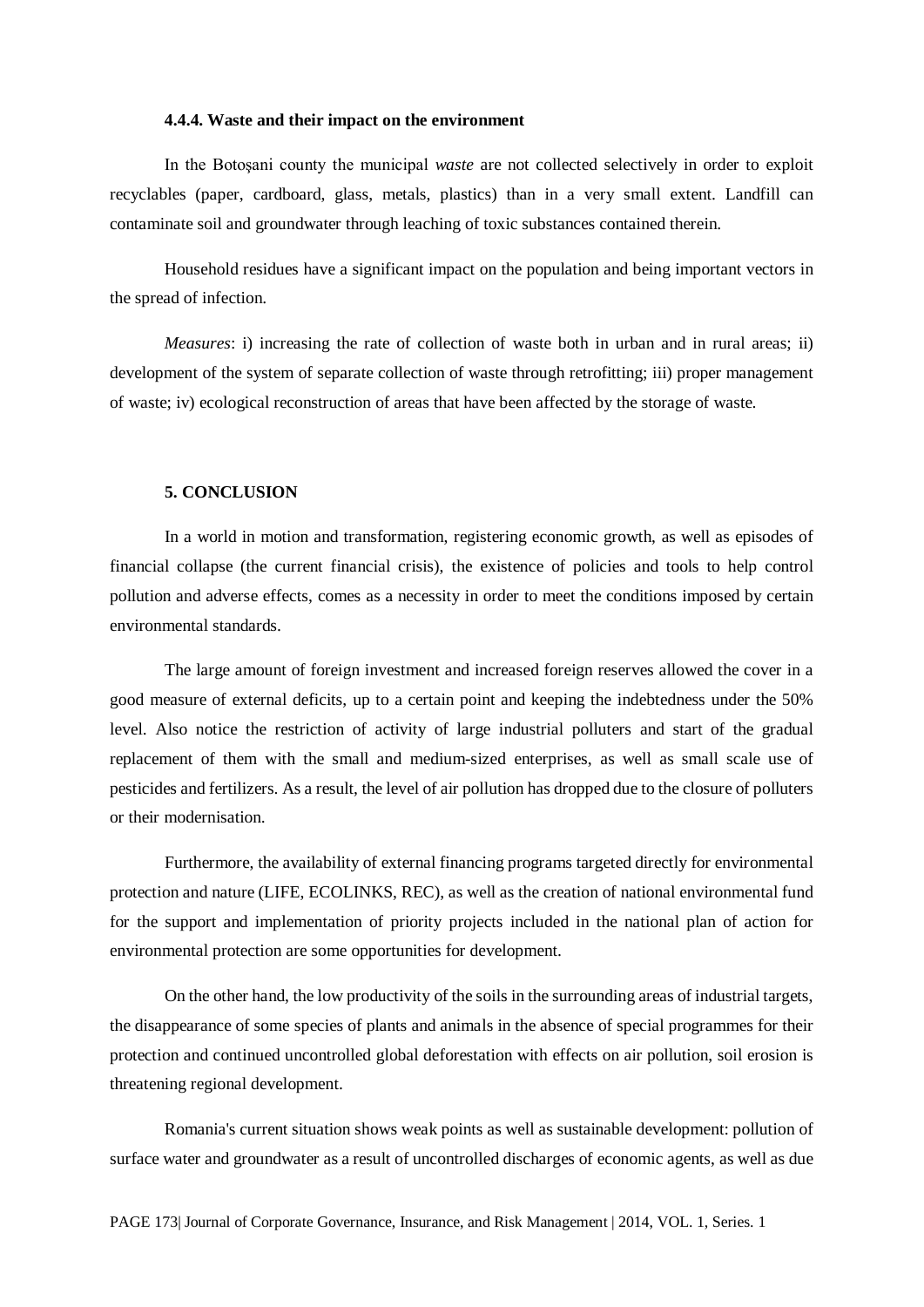#### 4.4.4. Waste and their impact on the environment

In the Botoșani county the municipal *waste* are not collected selectively in order to exploit recyclables (paper, cardboard, glass, metals, plastics) than in a very small extent. Landfill can contaminate soil and groundwater through leaching of toxic substances contained therein.

Household residues have a significant impact on the population and being important vectors in the spread of infection.

*Measures*: i) increasing the rate of collection of waste both in urban and in rural areas; ii) development of the system of separate collection of waste through retrofitting; iii) proper management of waste; iv) ecological reconstruction of areas that have been affected by the storage of waste.

## 5. CONCLUSION

In a world in motion and transformation, registering economic growth, as well as episodes of financial collapse (the current financial crisis), the existence of policies and tools to help control pollution and adverse effects, comes as a necessity in order to meet the conditions imposed by certain environmental standards.

The large amount of foreign investment and increased foreign reserves allowed the cover in a good measure of external deficits, up to a certain point and keeping the indebtedness under the 50% level. Also notice the restriction of activity of large industrial polluters and start of the gradual replacement of them with the small and medium-sized enterprises, as well as small scale use of pesticides and fertilizers. As a result, the level of air pollution has dropped due to the closure of polluters or their modernisation.

Furthermore, the availability of external financing programs targeted directly for environmental protection and nature (LIFE, ECOLINKS, REC), as well as the creation of national environmental fund for the support and implementation of priority projects included in the national plan of action for environmental protection are some opportunities for development.

On the other hand, the low productivity of the soils in the surrounding areas of industrial targets, the disappearance of some species of plants and animals in the absence of special programmes for their protection and continued uncontrolled global deforestation with effects on air pollution, soil erosion is threatening regional development.

Romania's current situation shows weak points as well as sustainable development: pollution of surface water and groundwater as a result of uncontrolled discharges of economic agents, as well as due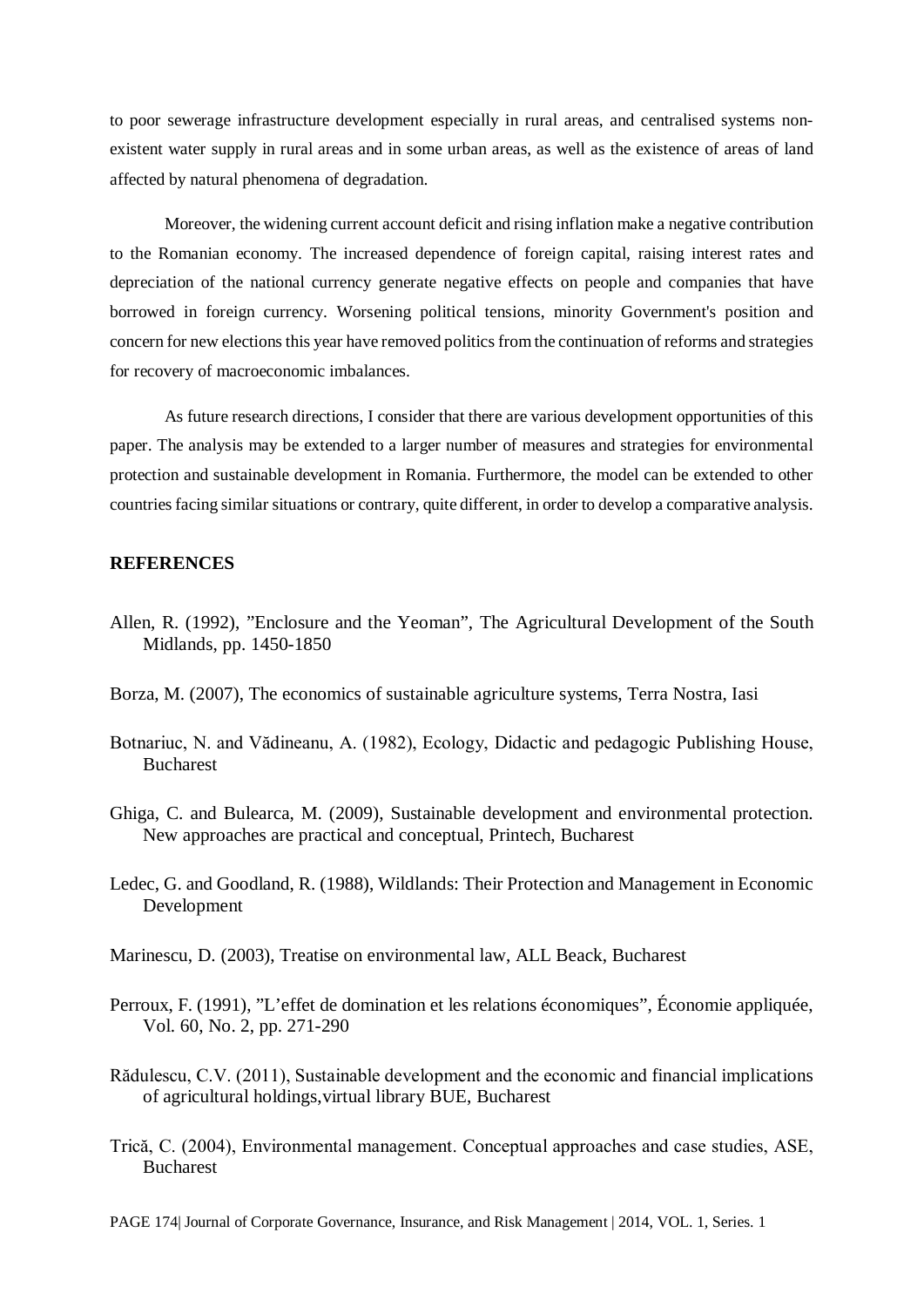to poor sewerage infrastructure development especially in rural areas, and centralised systems non-existent water supply in rural areas and in some urban areas, as well as the existence of areas of land affected by natural phenomena of degradation.

Moreover, the widening current account deficit and rising inflation make a negative contribution to the Romanian economy. The increased dependence of foreign capital, raising interest rates and depreciation of the national currency generate negative effects on people and companies that have borrowed in foreign currency. Worsening political tensions, minority Government's position and concern for new elections this year have removed politics from the continuation of reforms and strategies for recovery of macroeconomic imbalances.

As future research directions, I consider that there are various development opportunities of this paper. The analysis may be extended to a larger number of measures and strategies for environmental protection and sustainable development in Romania. Furthermore, the model can be extended to other countries facing similar situations or contrary, quite different, in order to develop a comparative analysis.

## REFERENCES

Allen, R. (1992), "Enclosure and the Yeoman", The Agricultural Development of the South Midlands, pp. 1450-1850

Borza, M. (2007), The economics of sustainable agriculture systems, Terra Nostra, Iasi

Botnariuc, N. and Vădineanu, A. (1982), Ecology, Didactic and pedagogic Publishing House, Bucharest

Ghiga, C. and Bulearca, M. (2009), Sustainable development and environmental protection. New approaches are practical and conceptual, Printech, Bucharest

Ledec, G. and Goodland, R. (1988), Wildlands: Their Protection and Management in Economic Development

Marinescu, D. (2003), Treatise on environmental law, ALL Beack, Bucharest

Perroux, F. (1991), "L'effet de domination et les relations économiques", Économie appliquée, Vol. 60, No. 2, pp. 271-290

Rădulescu, C.V. (2011), Sustainable development and the economic and financial implications of agricultural holdings,virtual library BUE, Bucharest

Trică, C. (2004), Environmental management. Conceptual approaches and case studies, ASE, Bucharest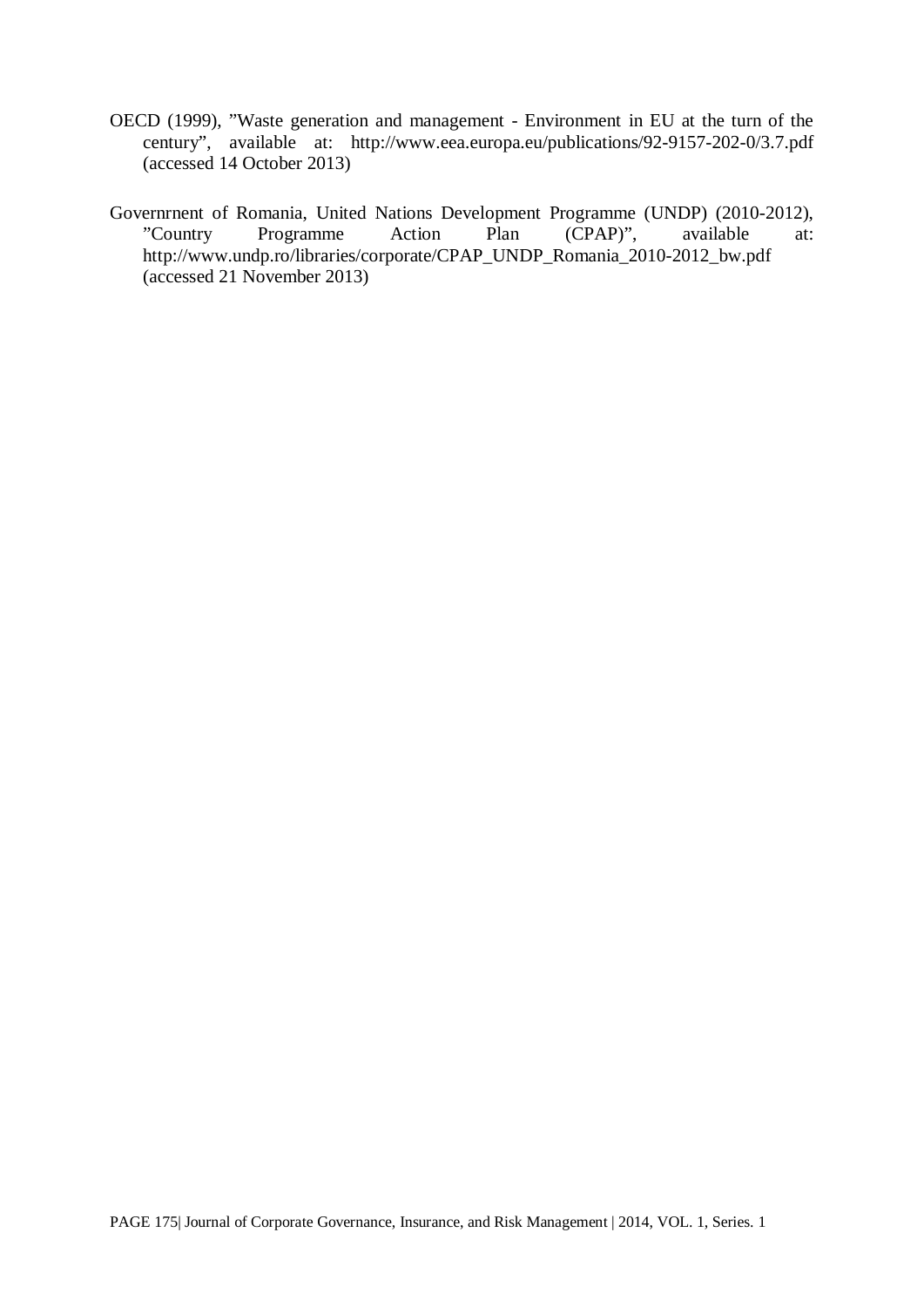OECD (1999), ”Waste generation and management - Environment in EU at the turn of the century”, available at: http://www.eea.europa.eu/publications/92-9157-202-0/3.7.pdf (accessed 14 October 2013)

Governrnent of Romania, United Nations Development Programme (UNDP) (2010-2012), ”Country Programme Action Plan (CPAP)”, available at: http://www.undp.ro/libraries/corporate/CPAP_UNDP_Romania_2010-2012_bw.pdf (accessed 21 November 2013)